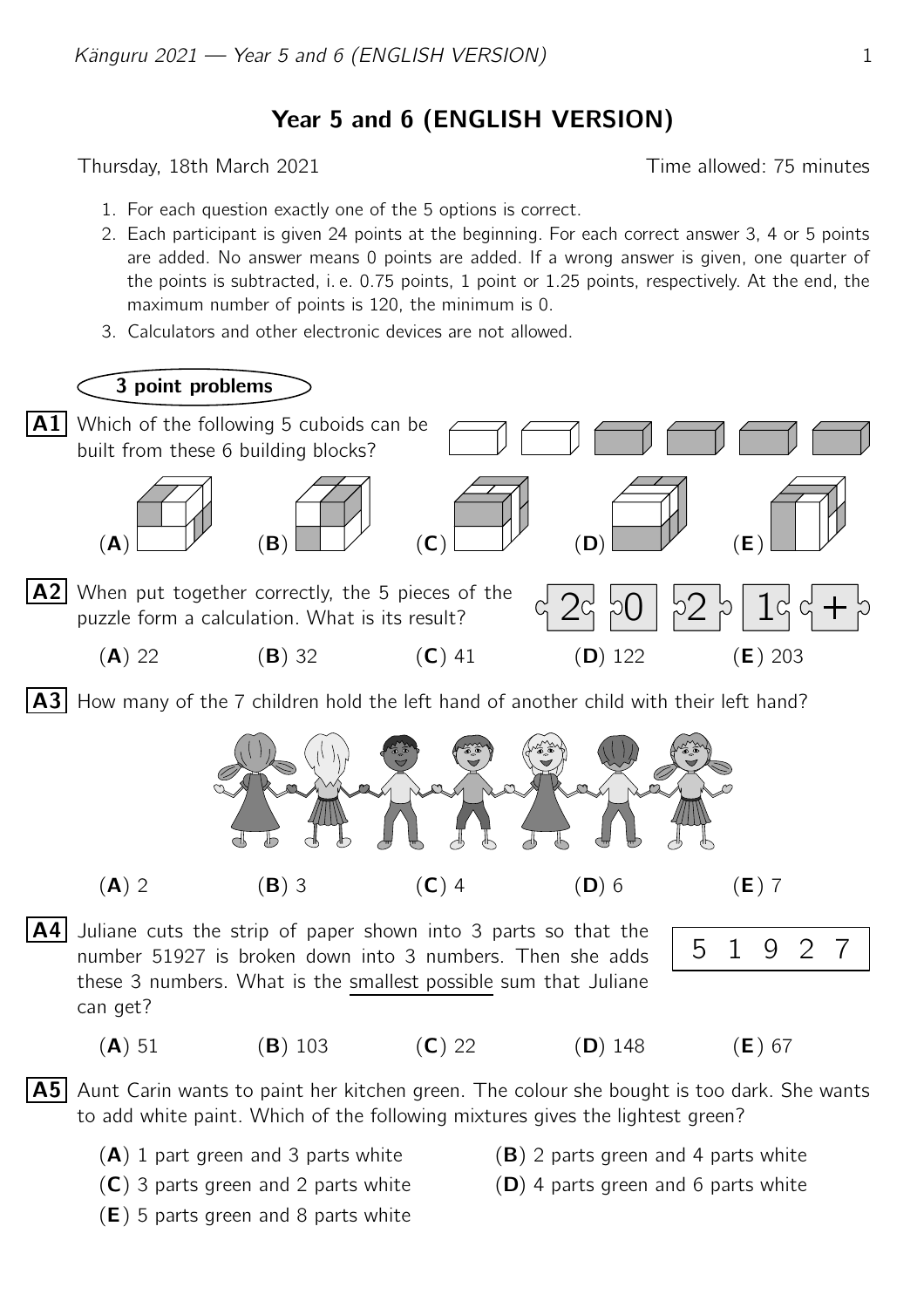# Year 5 and 6 (ENGLISH VERSION)

Thursday, 18th March 2021 — Time allowed: 75 minutes

1. For each question exactly one of the 5 options is correct.
2. Each participant is given 24 points at the beginning. For each correct answer 3, 4 or 5 points are added. No answer means 0 points are added. If a wrong answer is given, one quarter of the points is subtracted, i. e. 0.75 points, 1 point or 1.25 points, respectively. At the end, the maximum number of points is 120, the minimum is 0.
3. Calculators and other electronic devices are not allowed.

## 3 point problems

**A1** Which of the following 5 cuboids can be built from these 6 building blocks?

(**A**) (**B**) (**C**) (**D**) (**E**)

**A2** When put together correctly, the 5 pieces of the puzzle form a calculation. What is its result?

2 0 2 1 +

(**A**) 22 (**B**) 32 (**C**) 41 (**D**) 122 (**E**) 203

**A3** How many of the 7 children hold the left hand of another child with their left hand?

(**A**) 2 (**B**) 3 (**C**) 4 (**D**) 6 (**E**) 7

**A4** Juliane cuts the strip of paper shown into 3 parts so that the number 51927 is broken down into 3 numbers. Then she adds these 3 numbers. What is the smallest possible sum that Juliane can get?

5 1 9 2 7

(**A**) 51 (**B**) 103 (**C**) 22 (**D**) 148 (**E**) 67

**A5** Aunt Carin wants to paint her kitchen green. The colour she bought is too dark. She wants to add white paint. Which of the following mixtures gives the lightest green?

(**A**) 1 part green and 3 parts white
(**B**) 2 parts green and 4 parts white
(**C**) 3 parts green and 2 parts white
(**D**) 4 parts green and 6 parts white
(**E**) 5 parts green and 8 parts white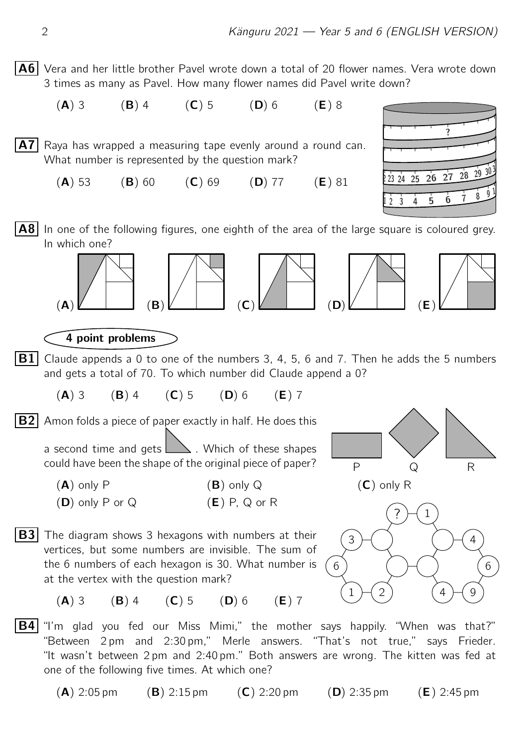**A6** Vera and her little brother Pavel wrote down a total of 20 flower names. Vera wrote down 3 times as many as Pavel. How many flower names did Pavel write down?

(**A**) 3 (**B**) 4 (**C**) 5 (**D**) 6 (**E**) 8

**A7** Raya has wrapped a measuring tape evenly around a round can. What number is represented by the question mark?

(**A**) 53 (**B**) 60 (**C**) 69 (**D**) 77 (**E**) 81

**A8** In one of the following figures, one eighth of the area of the large square is coloured grey. In which one?

(**A**) (**B**) (**C**) (**D**) (**E**)

## 4 point problems

**B1** Claude appends a 0 to one of the numbers 3, 4, 5, 6 and 7. Then he adds the 5 numbers and gets a total of 70. To which number did Claude append a 0?

(**A**) 3 (**B**) 4 (**C**) 5 (**D**) 6 (**E**) 7

**B2** Amon folds a piece of paper exactly in half. He does this a second time and gets . Which of these shapes could have been the shape of the original piece of paper?

P Q R

(**A**) only P (**B**) only Q (**C**) only R
(**D**) only P or Q (**E**) P, Q or R

**B3** The diagram shows 3 hexagons with numbers at their vertices, but some numbers are invisible. The sum of the 6 numbers of each hexagon is 30. What number is at the vertex with the question mark?

(**A**) 3 (**B**) 4 (**C**) 5 (**D**) 6 (**E**) 7

**B4** "I'm glad you fed our Miss Mimi," the mother says happily. "When was that?" "Between 2 pm and 2:30 pm," Merle answers. "That's not true," says Frieder. "It wasn't between 2 pm and 2:40 pm." Both answers are wrong. The kitten was fed at one of the following five times. At which one?

(**A**) 2:05 pm (**B**) 2:15 pm (**C**) 2:20 pm (**D**) 2:35 pm (**E**) 2:45 pm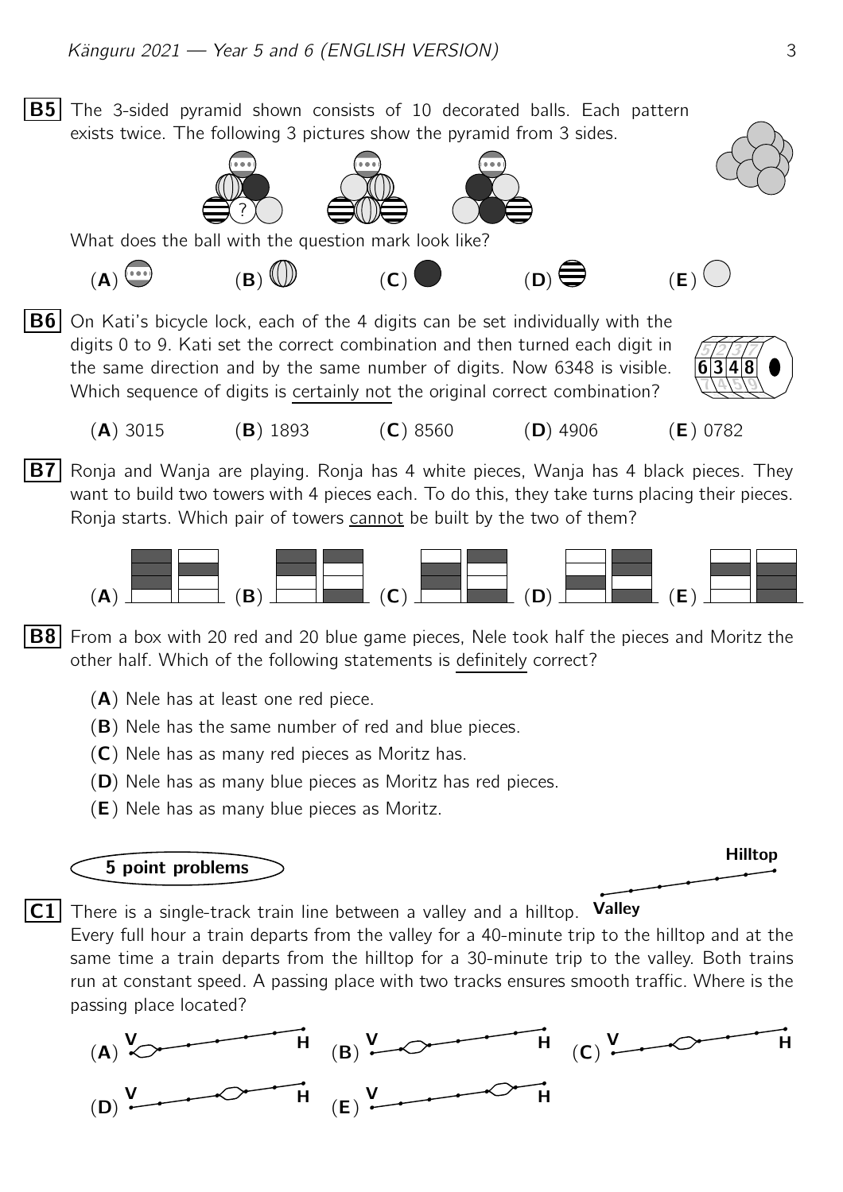**B5** The 3-sided pyramid shown consists of 10 decorated balls. Each pattern exists twice. The following 3 pictures show the pyramid from 3 sides.

What does the ball with the question mark look like?

(**A**) (**B**) (**C**) (**D**) (**E**)

**B6** On Kati's bicycle lock, each of the 4 digits can be set individually with the digits 0 to 9. Kati set the correct combination and then turned each digit in the same direction and by the same number of digits. Now 6348 is visible. Which sequence of digits is <u>certainly not</u> the original correct combination?

(**A**) 3015 (**B**) 1893 (**C**) 8560 (**D**) 4906 (**E**) 0782

**B7** Ronja and Wanja are playing. Ronja has 4 white pieces, Wanja has 4 black pieces. They want to build two towers with 4 pieces each. To do this, they take turns placing their pieces. Ronja starts. Which pair of towers <u>cannot</u> be built by the two of them?

(**A**) (**B**) (**C**) (**D**) (**E**)

**B8** From a box with 20 red and 20 blue game pieces, Nele took half the pieces and Moritz the other half. Which of the following statements is <u>definitely</u> correct?

(**A**) Nele has at least one red piece.

(**B**) Nele has the same number of red and blue pieces.

(**C**) Nele has as many red pieces as Moritz has.

(**D**) Nele has as many blue pieces as Moritz has red pieces.

(**E**) Nele has as many blue pieces as Moritz.

## 5 point problems

**C1** There is a single-track train line between a valley and a hilltop. Every full hour a train departs from the valley for a 40-minute trip to the hilltop and at the same time a train departs from the hilltop for a 30-minute trip to the valley. Both trains run at constant speed. A passing place with two tracks ensures smooth traffic. Where is the passing place located?

Hilltop

Valley

(**A**) V H (**B**) V H (**C**) V H

(**D**) V H (**E**) V H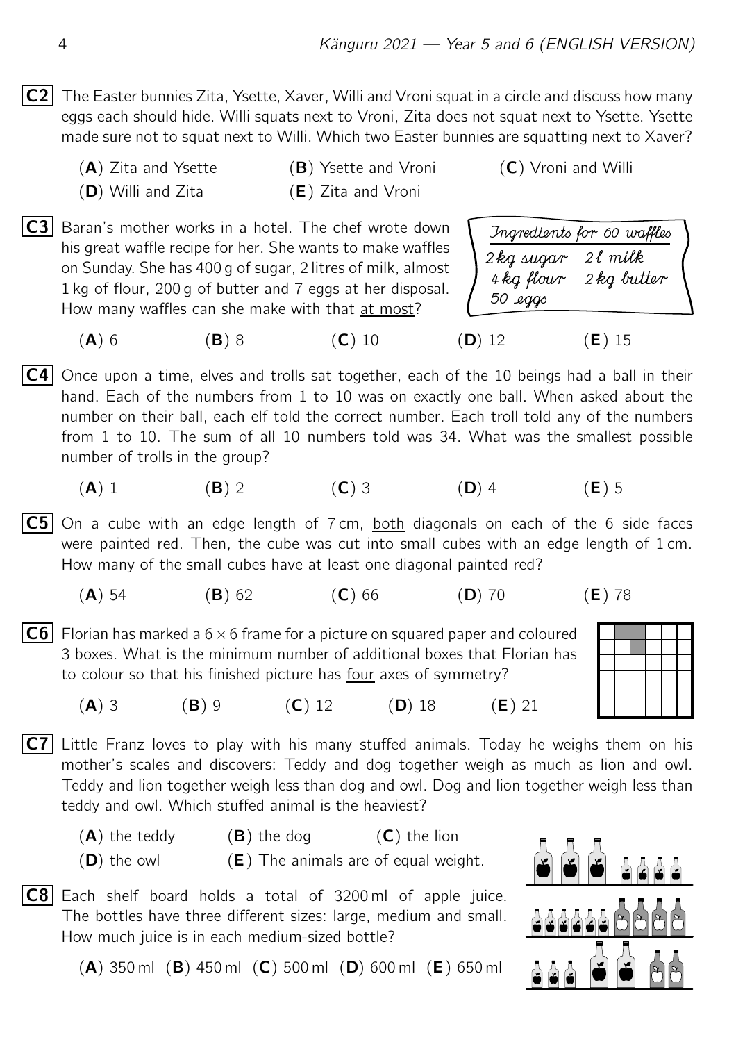**C2** The Easter bunnies Zita, Ysette, Xaver, Willi and Vroni squat in a circle and discuss how many eggs each should hide. Willi squats next to Vroni, Zita does not squat next to Ysette. Ysette made sure not to squat next to Willi. Which two Easter bunnies are squatting next to Xaver?

(**A**) Zita and Ysette (**B**) Ysette and Vroni (**C**) Vroni and Willi
(**D**) Willi and Zita (**E**) Zita and Vroni

**C3** Baran's mother works in a hotel. The chef wrote down his great waffle recipe for her. She wants to make waffles on Sunday. She has 400 g of sugar, 2 litres of milk, almost 1 kg of flour, 200 g of butter and 7 eggs at her disposal. How many waffles can she make with that <u>at most</u>?

*Ingredients for 60 waffles*
*2 kg sugar 2 l milk*
*4 kg flour 2 kg butter*
*50 eggs*

(**A**) 6 (**B**) 8 (**C**) 10 (**D**) 12 (**E**) 15

**C4** Once upon a time, elves and trolls sat together, each of the 10 beings had a ball in their hand. Each of the numbers from 1 to 10 was on exactly one ball. When asked about the number on their ball, each elf told the correct number. Each troll told any of the numbers from 1 to 10. The sum of all 10 numbers told was 34. What was the smallest possible number of trolls in the group?

(**A**) 1 (**B**) 2 (**C**) 3 (**D**) 4 (**E**) 5

**C5** On a cube with an edge length of 7 cm, <u>both</u> diagonals on each of the 6 side faces were painted red. Then, the cube was cut into small cubes with an edge length of 1 cm. How many of the small cubes have at least one diagonal painted red?

(**A**) 54 (**B**) 62 (**C**) 66 (**D**) 70 (**E**) 78

**C6** Florian has marked a $6 \times 6$ frame for a picture on squared paper and coloured 3 boxes. What is the minimum number of additional boxes that Florian has to colour so that his finished picture has <u>four</u> axes of symmetry?

(**A**) 3 (**B**) 9 (**C**) 12 (**D**) 18 (**E**) 21

**C7** Little Franz loves to play with his many stuffed animals. Today he weighs them on his mother's scales and discovers: Teddy and dog together weigh as much as lion and owl. Teddy and lion together weigh less than dog and owl. Dog and lion together weigh less than teddy and owl. Which stuffed animal is the heaviest?

(**A**) the teddy (**B**) the dog (**C**) the lion
(**D**) the owl (**E**) The animals are of equal weight.

**C8** Each shelf board holds a total of 3200 ml of apple juice. The bottles have three different sizes: large, medium and small. How much juice is in each medium-sized bottle?

(**A**) 350 ml (**B**) 450 ml (**C**) 500 ml (**D**) 600 ml (**E**) 650 ml